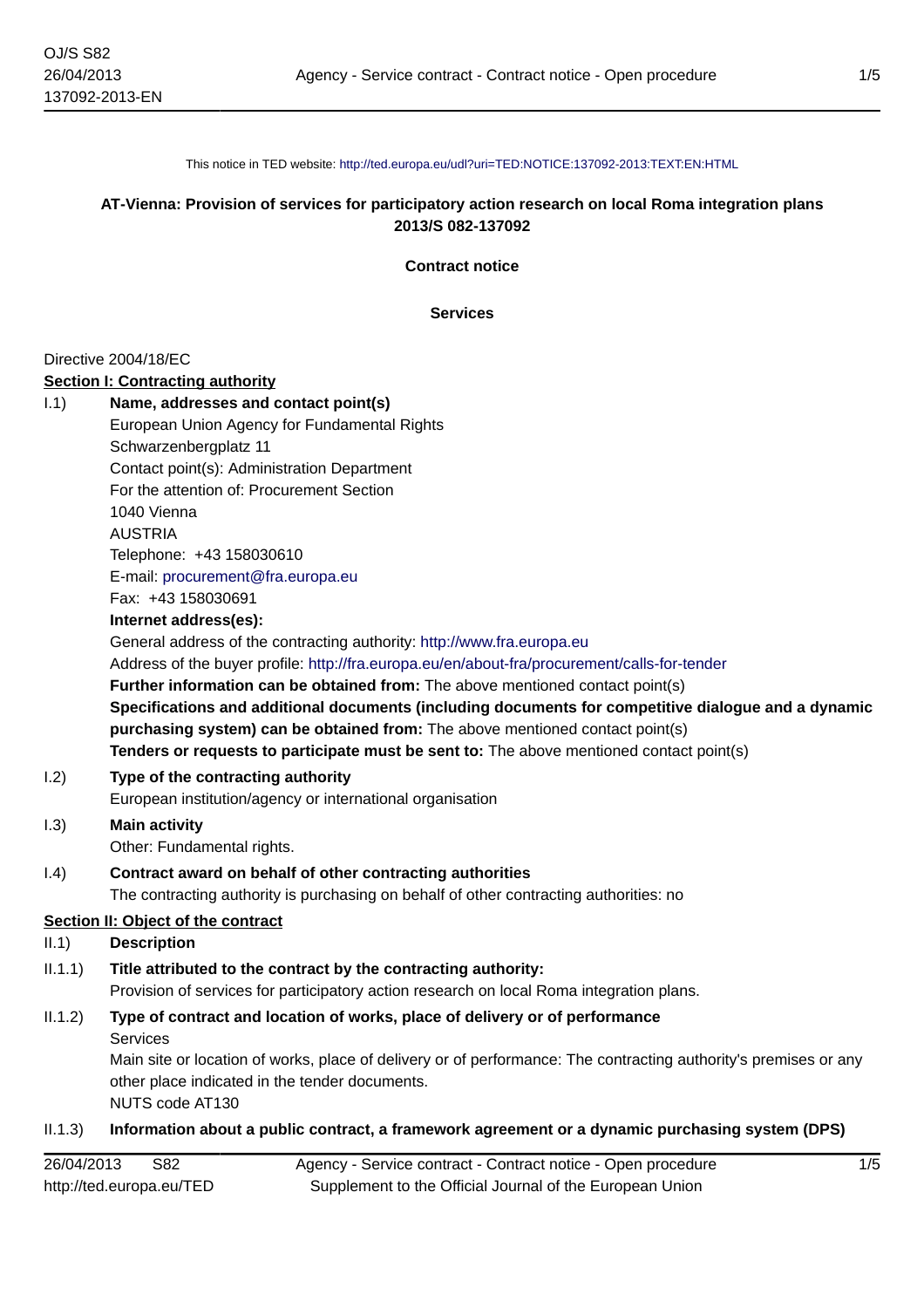This notice in TED website: http://ted.europa.eu/udl?uri=TED:NOTICE:137092-2013:TEXT:EN:HTML

**AT-Vienna: Provision of services for participatory action research on local Roma integration plans**
**2013/S 082-137092**

**Contract notice**

**Services**

Directive 2004/18/EC

**Section I: Contracting authority**

I.1) **Name, addresses and contact point(s)**

European Union Agency for Fundamental Rights
Schwarzenbergplatz 11
Contact point(s): Administration Department
For the attention of: Procurement Section
1040 Vienna
AUSTRIA
Telephone: +43 158030610
E-mail: procurement@fra.europa.eu
Fax: +43 158030691

**Internet address(es):**

General address of the contracting authority: http://www.fra.europa.eu
Address of the buyer profile: http://fra.europa.eu/en/about-fra/procurement/calls-for-tender

**Further information can be obtained from:** The above mentioned contact point(s)

**Specifications and additional documents (including documents for competitive dialogue and a dynamic purchasing system) can be obtained from:** The above mentioned contact point(s)

**Tenders or requests to participate must be sent to:** The above mentioned contact point(s)

I.2) **Type of the contracting authority**

European institution/agency or international organisation

I.3) **Main activity**

Other: Fundamental rights.

I.4) **Contract award on behalf of other contracting authorities**

The contracting authority is purchasing on behalf of other contracting authorities: no

**Section II: Object of the contract**

II.1) **Description**

II.1.1) **Title attributed to the contract by the contracting authority:**

Provision of services for participatory action research on local Roma integration plans.

II.1.2) **Type of contract and location of works, place of delivery or of performance**

Services

Main site or location of works, place of delivery or of performance: The contracting authority's premises or any other place indicated in the tender documents.

NUTS code AT130

II.1.3) **Information about a public contract, a framework agreement or a dynamic purchasing system (DPS)**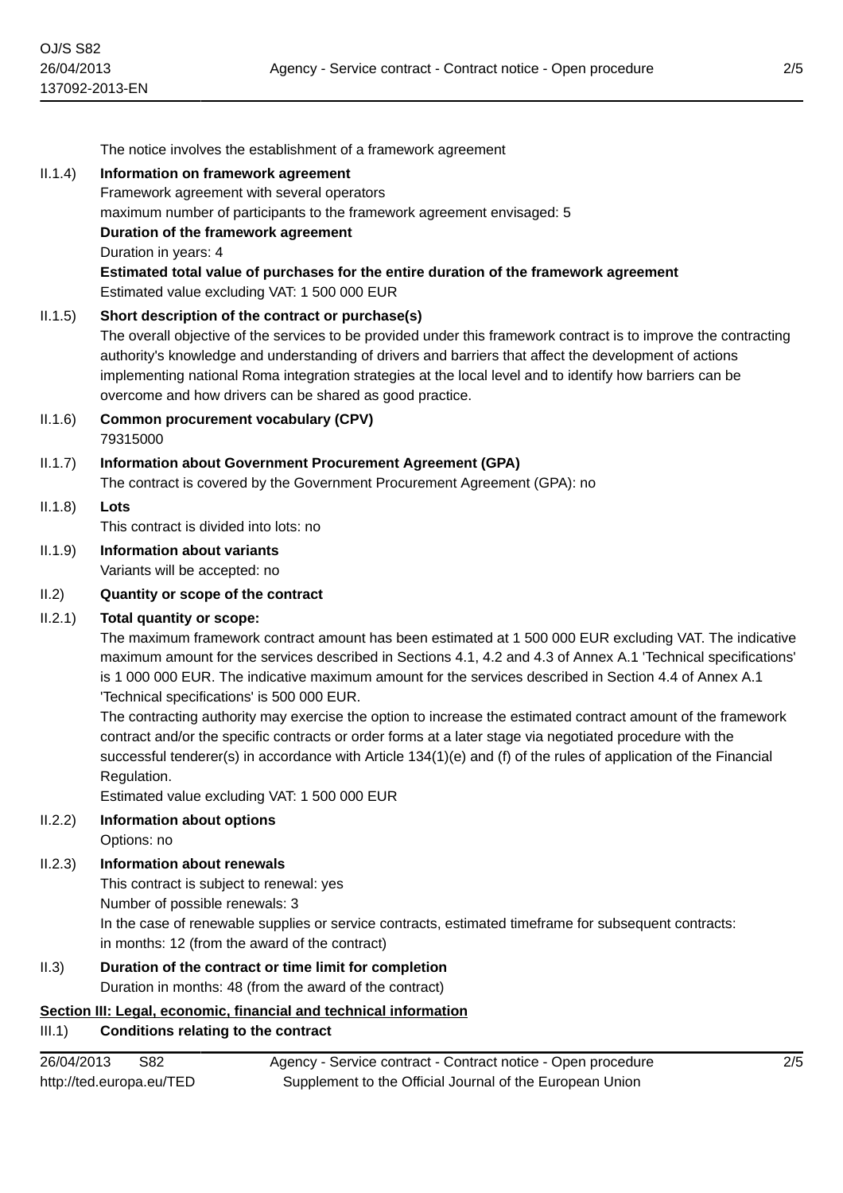The notice involves the establishment of a framework agreement

II.1.4) **Information on framework agreement**

Framework agreement with several operators

maximum number of participants to the framework agreement envisaged: 5

**Duration of the framework agreement**

Duration in years: 4

**Estimated total value of purchases for the entire duration of the framework agreement**

Estimated value excluding VAT: 1 500 000 EUR

II.1.5) **Short description of the contract or purchase(s)**

The overall objective of the services to be provided under this framework contract is to improve the contracting authority's knowledge and understanding of drivers and barriers that affect the development of actions implementing national Roma integration strategies at the local level and to identify how barriers can be overcome and how drivers can be shared as good practice.

II.1.6) **Common procurement vocabulary (CPV)**

79315000

II.1.7) **Information about Government Procurement Agreement (GPA)**

The contract is covered by the Government Procurement Agreement (GPA): no

II.1.8) **Lots**

This contract is divided into lots: no

II.1.9) **Information about variants**

Variants will be accepted: no

II.2) **Quantity or scope of the contract**

II.2.1) **Total quantity or scope:**

The maximum framework contract amount has been estimated at 1 500 000 EUR excluding VAT. The indicative maximum amount for the services described in Sections 4.1, 4.2 and 4.3 of Annex A.1 'Technical specifications' is 1 000 000 EUR. The indicative maximum amount for the services described in Section 4.4 of Annex A.1 'Technical specifications' is 500 000 EUR.

The contracting authority may exercise the option to increase the estimated contract amount of the framework contract and/or the specific contracts or order forms at a later stage via negotiated procedure with the successful tenderer(s) in accordance with Article 134(1)(e) and (f) of the rules of application of the Financial Regulation.

Estimated value excluding VAT: 1 500 000 EUR

II.2.2) **Information about options**

Options: no

II.2.3) **Information about renewals**

This contract is subject to renewal: yes

Number of possible renewals: 3

In the case of renewable supplies or service contracts, estimated timeframe for subsequent contracts:

in months: 12 (from the award of the contract)

II.3) **Duration of the contract or time limit for completion**

Duration in months: 48 (from the award of the contract)

**Section III: Legal, economic, financial and technical information**

III.1) **Conditions relating to the contract**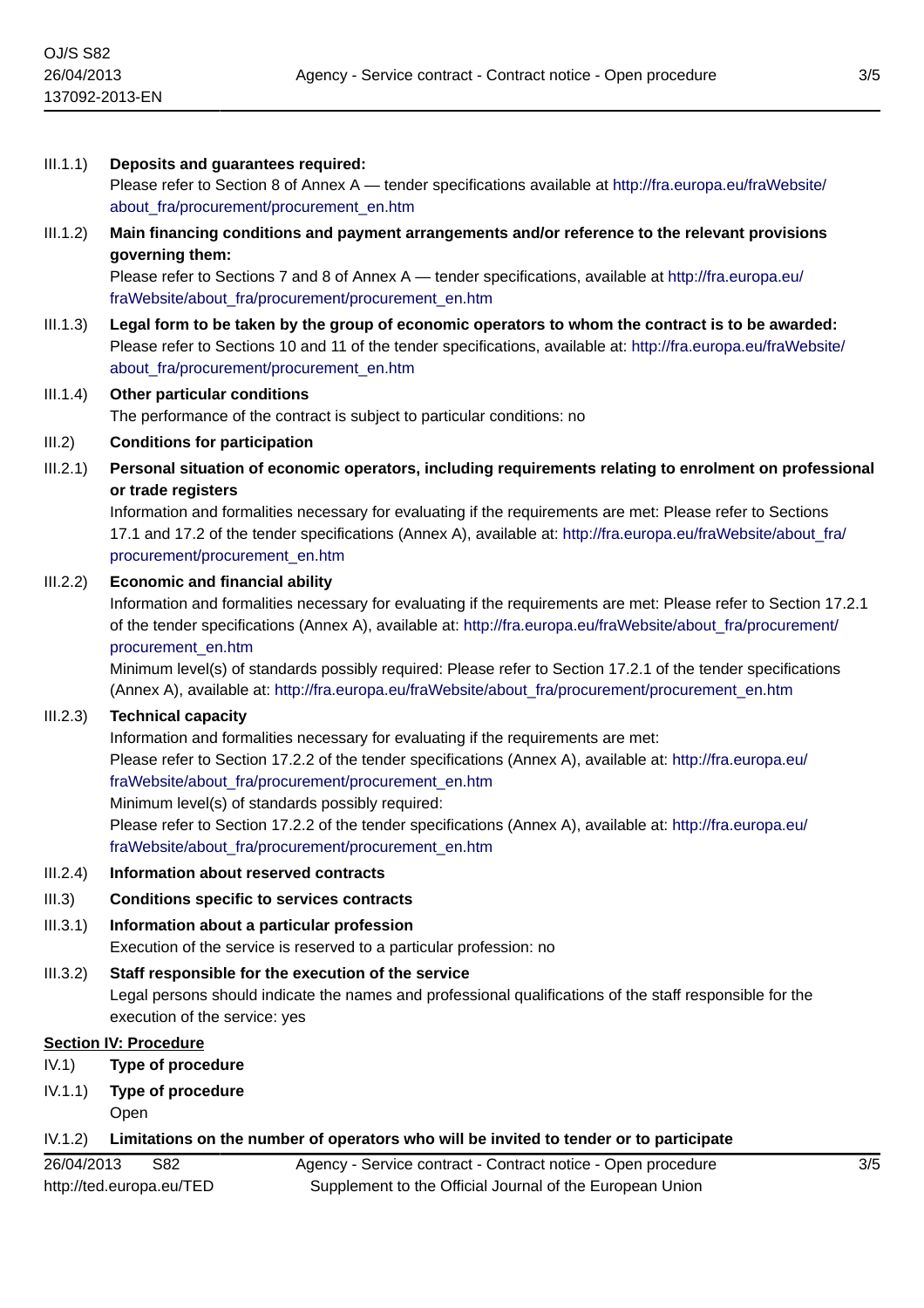III.1.1) **Deposits and guarantees required:**
Please refer to Section 8 of Annex A — tender specifications available at http://fra.europa.eu/fraWebsite/about_fra/procurement/procurement_en.htm

III.1.2) **Main financing conditions and payment arrangements and/or reference to the relevant provisions governing them:**
Please refer to Sections 7 and 8 of Annex A — tender specifications, available at http://fra.europa.eu/fraWebsite/about_fra/procurement/procurement_en.htm

III.1.3) **Legal form to be taken by the group of economic operators to whom the contract is to be awarded:**
Please refer to Sections 10 and 11 of the tender specifications, available at: http://fra.europa.eu/fraWebsite/about_fra/procurement/procurement_en.htm

III.1.4) **Other particular conditions**
The performance of the contract is subject to particular conditions: no

III.2) **Conditions for participation**

III.2.1) **Personal situation of economic operators, including requirements relating to enrolment on professional or trade registers**
Information and formalities necessary for evaluating if the requirements are met: Please refer to Sections 17.1 and 17.2 of the tender specifications (Annex A), available at: http://fra.europa.eu/fraWebsite/about_fra/procurement/procurement_en.htm

III.2.2) **Economic and financial ability**
Information and formalities necessary for evaluating if the requirements are met: Please refer to Section 17.2.1 of the tender specifications (Annex A), available at: http://fra.europa.eu/fraWebsite/about_fra/procurement/procurement_en.htm
Minimum level(s) of standards possibly required: Please refer to Section 17.2.1 of the tender specifications (Annex A), available at: http://fra.europa.eu/fraWebsite/about_fra/procurement/procurement_en.htm

III.2.3) **Technical capacity**
Information and formalities necessary for evaluating if the requirements are met:
Please refer to Section 17.2.2 of the tender specifications (Annex A), available at: http://fra.europa.eu/fraWebsite/about_fra/procurement/procurement_en.htm
Minimum level(s) of standards possibly required:
Please refer to Section 17.2.2 of the tender specifications (Annex A), available at: http://fra.europa.eu/fraWebsite/about_fra/procurement/procurement_en.htm

III.2.4) **Information about reserved contracts**

III.3) **Conditions specific to services contracts**

III.3.1) **Information about a particular profession**
Execution of the service is reserved to a particular profession: no

III.3.2) **Staff responsible for the execution of the service**
Legal persons should indicate the names and professional qualifications of the staff responsible for the execution of the service: yes

## Section IV: Procedure

IV.1) **Type of procedure**

IV.1.1) **Type of procedure**
Open

IV.1.2) **Limitations on the number of operators who will be invited to tender or to participate**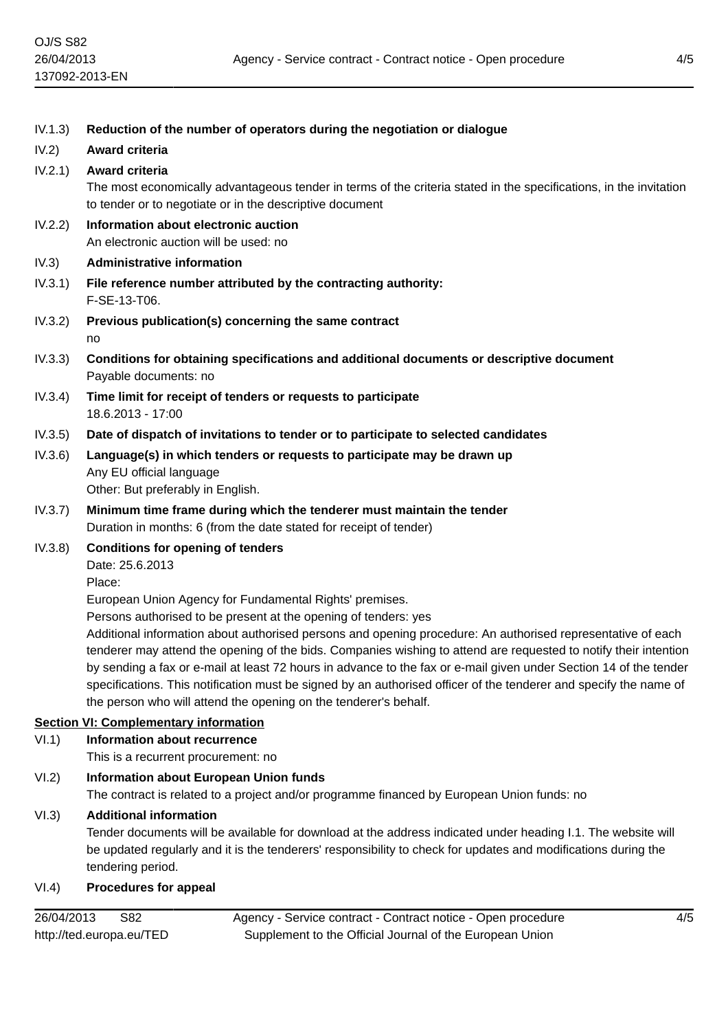IV.1.3) **Reduction of the number of operators during the negotiation or dialogue**

IV.2) **Award criteria**

IV.2.1) **Award criteria**

The most economically advantageous tender in terms of the criteria stated in the specifications, in the invitation to tender or to negotiate or in the descriptive document

IV.2.2) **Information about electronic auction**

An electronic auction will be used: no

IV.3) **Administrative information**

IV.3.1) **File reference number attributed by the contracting authority:**

F-SE-13-T06.

IV.3.2) **Previous publication(s) concerning the same contract**

no

IV.3.3) **Conditions for obtaining specifications and additional documents or descriptive document**

Payable documents: no

IV.3.4) **Time limit for receipt of tenders or requests to participate**

18.6.2013 - 17:00

IV.3.5) **Date of dispatch of invitations to tender or to participate to selected candidates**

IV.3.6) **Language(s) in which tenders or requests to participate may be drawn up**

Any EU official language

Other: But preferably in English.

IV.3.7) **Minimum time frame during which the tenderer must maintain the tender**

Duration in months: 6 (from the date stated for receipt of tender)

IV.3.8) **Conditions for opening of tenders**

Date: 25.6.2013

Place:

European Union Agency for Fundamental Rights' premises.

Persons authorised to be present at the opening of tenders: yes

Additional information about authorised persons and opening procedure: An authorised representative of each tenderer may attend the opening of the bids. Companies wishing to attend are requested to notify their intention by sending a fax or e-mail at least 72 hours in advance to the fax or e-mail given under Section 14 of the tender specifications. This notification must be signed by an authorised officer of the tenderer and specify the name of the person who will attend the opening on the tenderer's behalf.

**Section VI: Complementary information**

VI.1) **Information about recurrence**

This is a recurrent procurement: no

VI.2) **Information about European Union funds**

The contract is related to a project and/or programme financed by European Union funds: no

VI.3) **Additional information**

Tender documents will be available for download at the address indicated under heading I.1. The website will be updated regularly and it is the tenderers' responsibility to check for updates and modifications during the tendering period.

VI.4) **Procedures for appeal**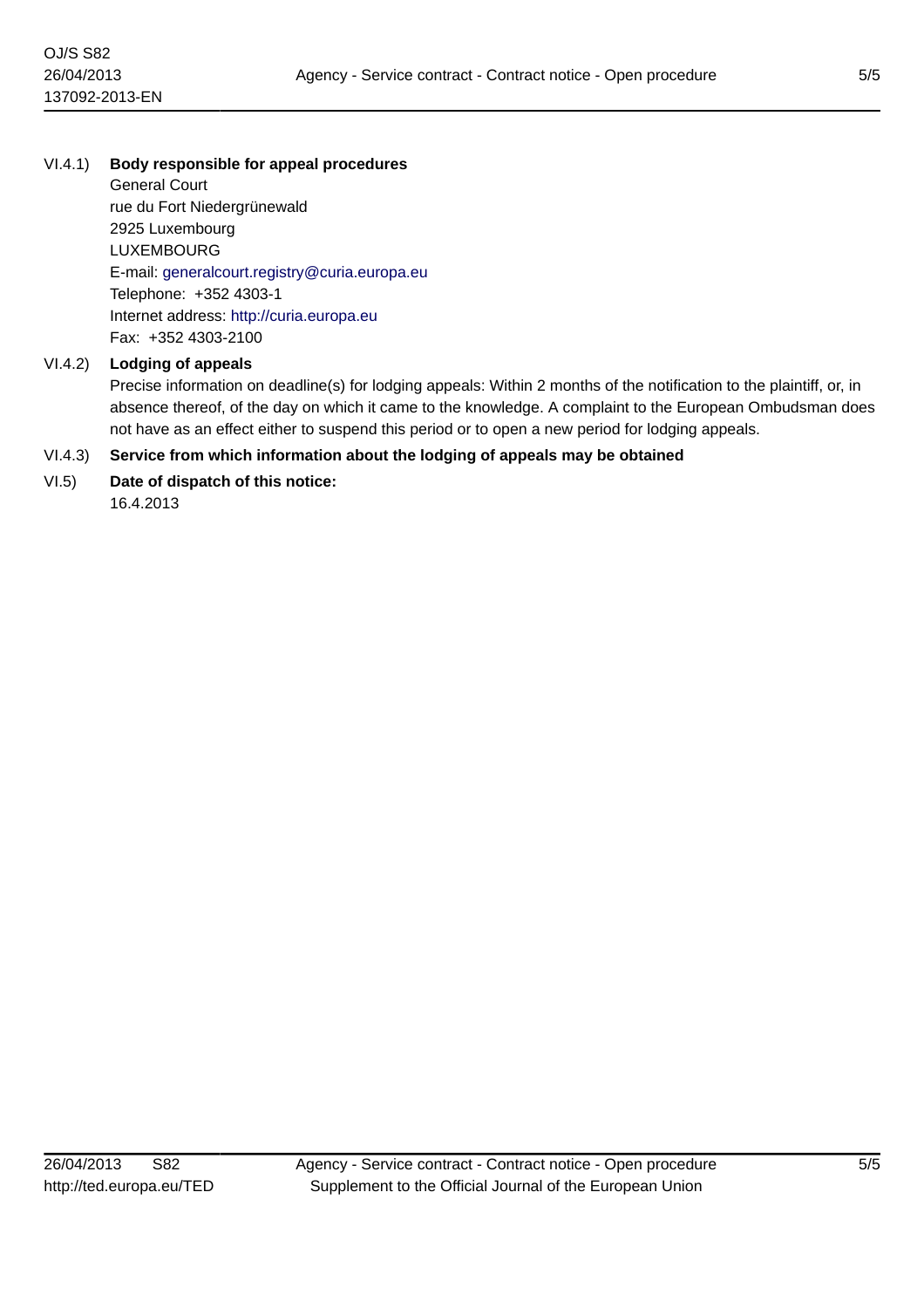VI.4.1) **Body responsible for appeal procedures**

General Court
rue du Fort Niedergrünewald
2925 Luxembourg
LUXEMBOURG
E-mail: generalcourt.registry@curia.europa.eu
Telephone: +352 4303-1
Internet address: http://curia.europa.eu
Fax: +352 4303-2100

VI.4.2) **Lodging of appeals**

Precise information on deadline(s) for lodging appeals: Within 2 months of the notification to the plaintiff, or, in absence thereof, of the day on which it came to the knowledge. A complaint to the European Ombudsman does not have as an effect either to suspend this period or to open a new period for lodging appeals.

VI.4.3) **Service from which information about the lodging of appeals may be obtained**

VI.5) **Date of dispatch of this notice:**

16.4.2013